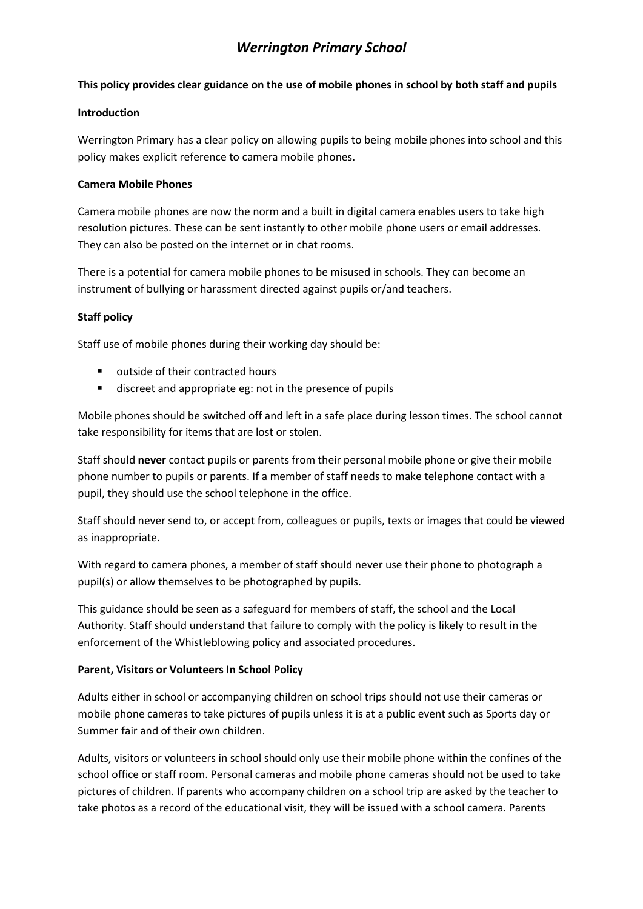# *Werrington Primary School*

**This policy provides clear guidance on the use of mobile phones in school by both staff and pupils**

**Introduction**

Werrington Primary has a clear policy on allowing pupils to being mobile phones into school and this policy makes explicit reference to camera mobile phones.

**Camera Mobile Phones**

Camera mobile phones are now the norm and a built in digital camera enables users to take high resolution pictures. These can be sent instantly to other mobile phone users or email addresses. They can also be posted on the internet or in chat rooms.

There is a potential for camera mobile phones to be misused in schools. They can become an instrument of bullying or harassment directed against pupils or/and teachers.

**Staff policy**

Staff use of mobile phones during their working day should be:

- outside of their contracted hours
- discreet and appropriate eg: not in the presence of pupils

Mobile phones should be switched off and left in a safe place during lesson times. The school cannot take responsibility for items that are lost or stolen.

Staff should **never** contact pupils or parents from their personal mobile phone or give their mobile phone number to pupils or parents. If a member of staff needs to make telephone contact with a pupil, they should use the school telephone in the office.

Staff should never send to, or accept from, colleagues or pupils, texts or images that could be viewed as inappropriate.

With regard to camera phones, a member of staff should never use their phone to photograph a pupil(s) or allow themselves to be photographed by pupils.

This guidance should be seen as a safeguard for members of staff, the school and the Local Authority. Staff should understand that failure to comply with the policy is likely to result in the enforcement of the Whistleblowing policy and associated procedures.

**Parent, Visitors or Volunteers In School Policy**

Adults either in school or accompanying children on school trips should not use their cameras or mobile phone cameras to take pictures of pupils unless it is at a public event such as Sports day or Summer fair and of their own children.

Adults, visitors or volunteers in school should only use their mobile phone within the confines of the school office or staff room. Personal cameras and mobile phone cameras should not be used to take pictures of children. If parents who accompany children on a school trip are asked by the teacher to take photos as a record of the educational visit, they will be issued with a school camera. Parents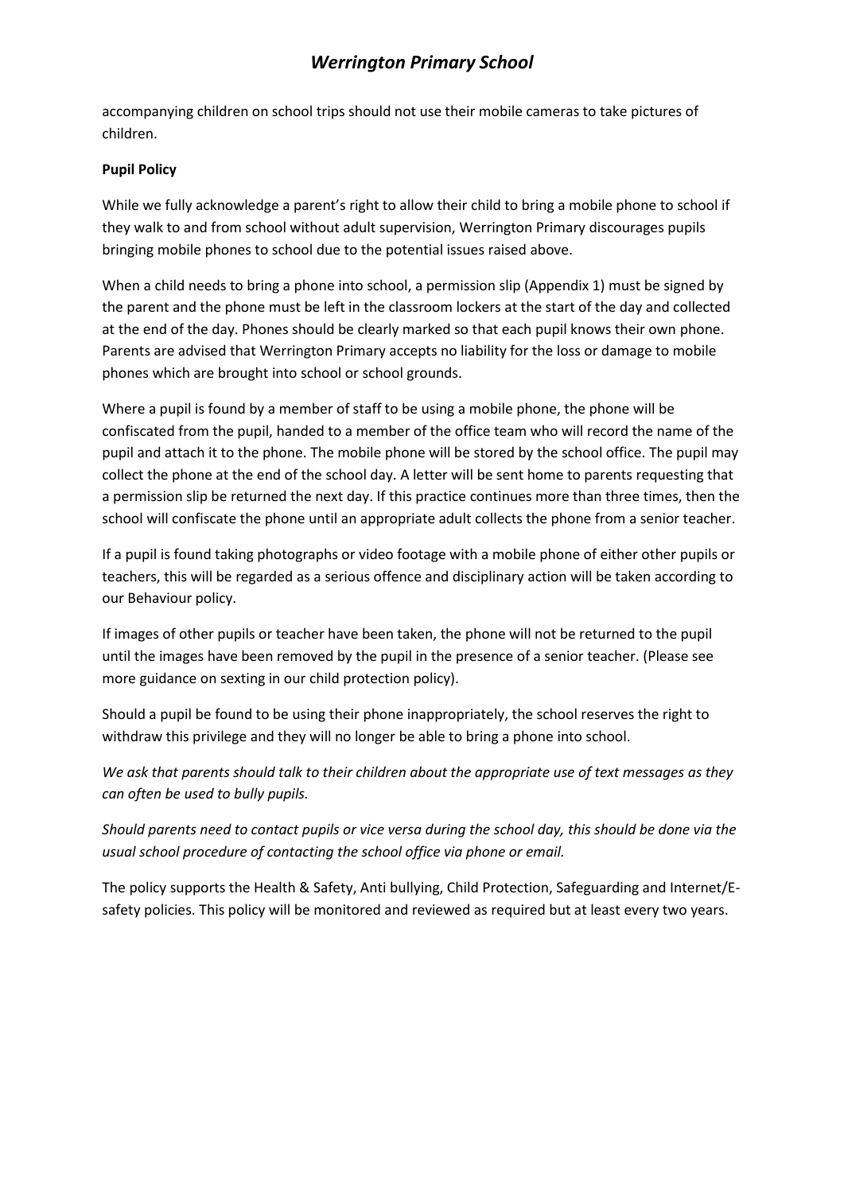accompanying children on school trips should not use their mobile cameras to take pictures of children.

**Pupil Policy**

While we fully acknowledge a parent's right to allow their child to bring a mobile phone to school if they walk to and from school without adult supervision, Werrington Primary discourages pupils bringing mobile phones to school due to the potential issues raised above.

When a child needs to bring a phone into school, a permission slip (Appendix 1) must be signed by the parent and the phone must be left in the classroom lockers at the start of the day and collected at the end of the day. Phones should be clearly marked so that each pupil knows their own phone. Parents are advised that Werrington Primary accepts no liability for the loss or damage to mobile phones which are brought into school or school grounds.

Where a pupil is found by a member of staff to be using a mobile phone, the phone will be confiscated from the pupil, handed to a member of the office team who will record the name of the pupil and attach it to the phone. The mobile phone will be stored by the school office. The pupil may collect the phone at the end of the school day. A letter will be sent home to parents requesting that a permission slip be returned the next day. If this practice continues more than three times, then the school will confiscate the phone until an appropriate adult collects the phone from a senior teacher.

If a pupil is found taking photographs or video footage with a mobile phone of either other pupils or teachers, this will be regarded as a serious offence and disciplinary action will be taken according to our Behaviour policy.

If images of other pupils or teacher have been taken, the phone will not be returned to the pupil until the images have been removed by the pupil in the presence of a senior teacher. (Please see more guidance on sexting in our child protection policy).

Should a pupil be found to be using their phone inappropriately, the school reserves the right to withdraw this privilege and they will no longer be able to bring a phone into school.

*We ask that parents should talk to their children about the appropriate use of text messages as they can often be used to bully pupils.*

*Should parents need to contact pupils or vice versa during the school day, this should be done via the usual school procedure of contacting the school office via phone or email.*

The policy supports the Health & Safety, Anti bullying, Child Protection, Safeguarding and Internet/E-safety policies. This policy will be monitored and reviewed as required but at least every two years.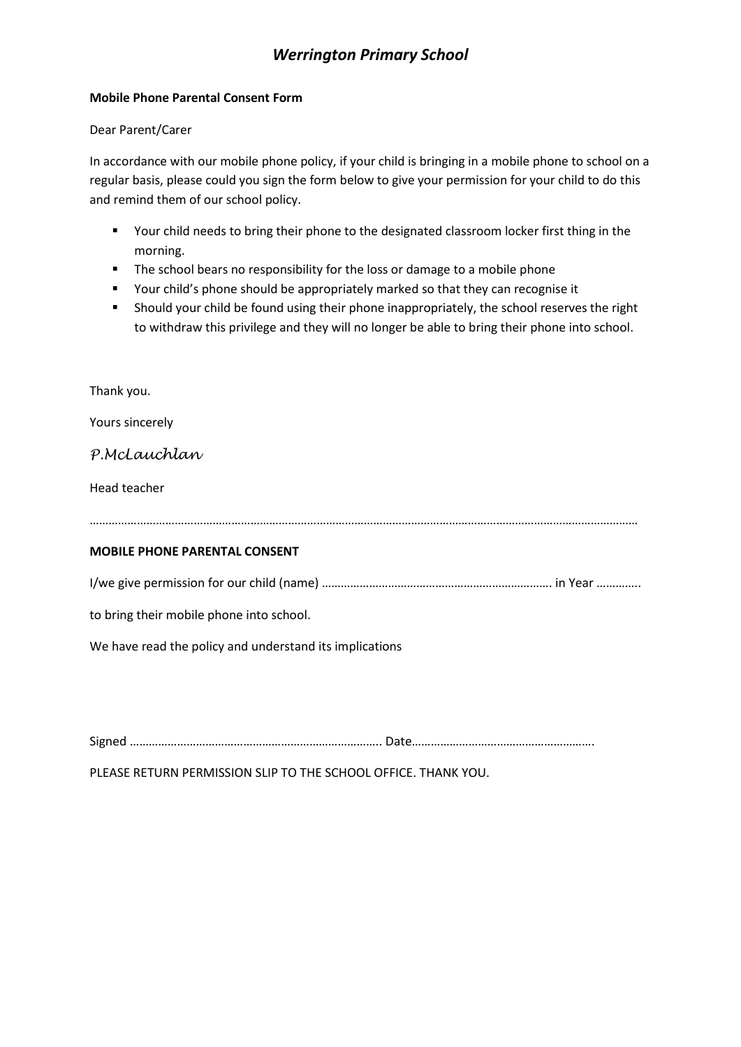# *Werrington Primary School*

**Mobile Phone Parental Consent Form**

Dear Parent/Carer

In accordance with our mobile phone policy, if your child is bringing in a mobile phone to school on a regular basis, please could you sign the form below to give your permission for your child to do this and remind them of our school policy.

- Your child needs to bring their phone to the designated classroom locker first thing in the morning.
- The school bears no responsibility for the loss or damage to a mobile phone
- Your child's phone should be appropriately marked so that they can recognise it
- Should your child be found using their phone inappropriately, the school reserves the right to withdraw this privilege and they will no longer be able to bring their phone into school.

Thank you.

Yours sincerely

*P.McLauchlan*

Head teacher

……………………………………………………………………………………………………………………………………………………

**MOBILE PHONE PARENTAL CONSENT**

I/we give permission for our child (name) ………………………………………………………………. in Year ………….

to bring their mobile phone into school.

We have read the policy and understand its implications

Signed …………………………………………………………………….. Date………………………………………………….

PLEASE RETURN PERMISSION SLIP TO THE SCHOOL OFFICE. THANK YOU.